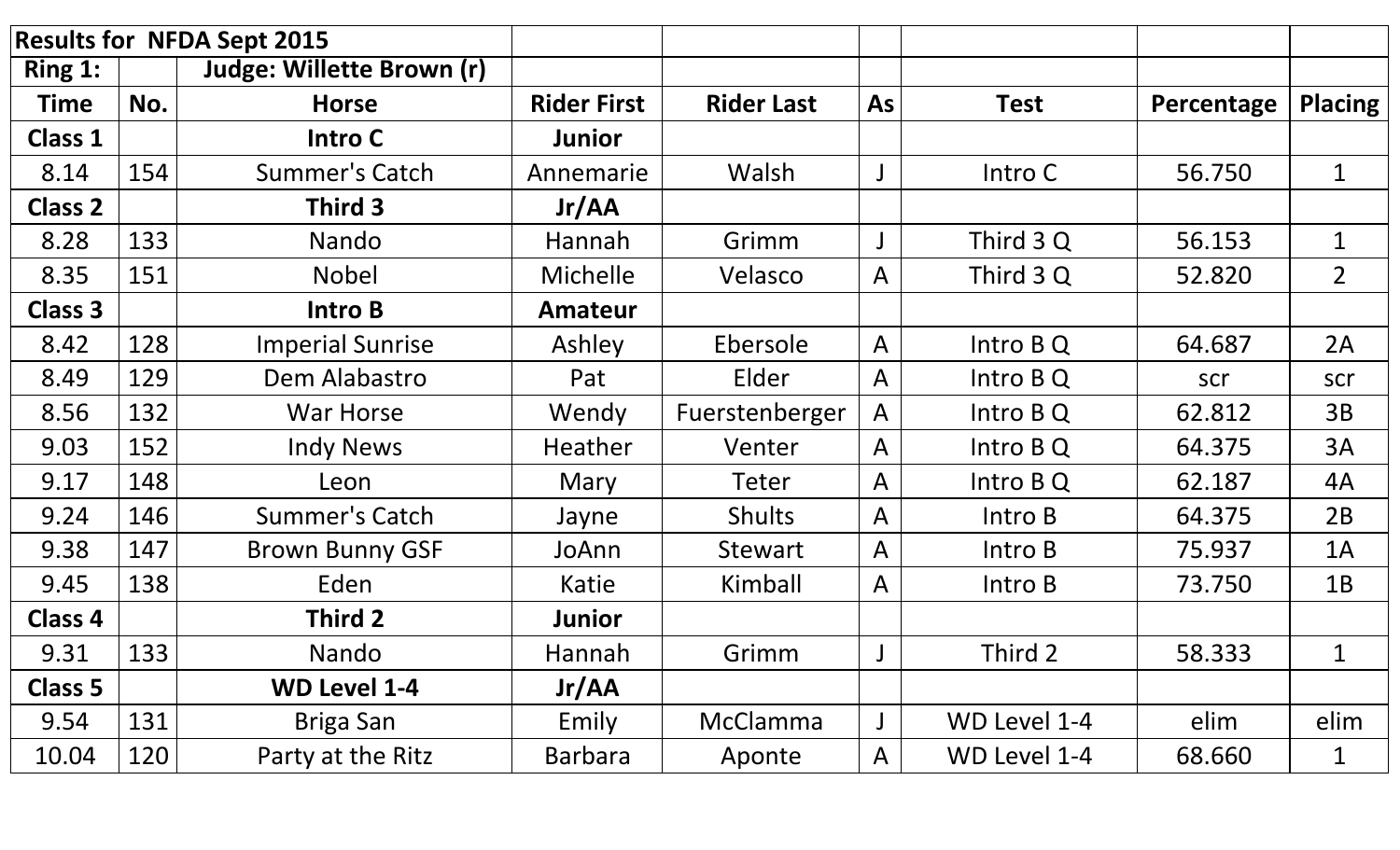| Results for NFDA Sept 2015 | | | | | | | | |
|---|---|---|---|---|---|---|---|---|
| **Ring 1:** | | **Judge: Willette Brown (r)** | | | | | | |
| **Time** | **No.** | **Horse** | **Rider First** | **Rider Last** | **As** | **Test** | **Percentage** | **Placing** |
| **Class 1** | | **Intro C** | **Junior** | | | | | |
| 8.14 | 154 | Summer's Catch | Annemarie | Walsh | J | Intro C | 56.750 | 1 |
| **Class 2** | | **Third 3** | **Jr/AA** | | | | | |
| 8.28 | 133 | Nando | Hannah | Grimm | J | Third 3 Q | 56.153 | 1 |
| 8.35 | 151 | Nobel | Michelle | Velasco | A | Third 3 Q | 52.820 | 2 |
| **Class 3** | | **Intro B** | **Amateur** | | | | | |
| 8.42 | 128 | Imperial Sunrise | Ashley | Ebersole | A | Intro B Q | 64.687 | 2A |
| 8.49 | 129 | Dem Alabastro | Pat | Elder | A | Intro B Q | scr | scr |
| 8.56 | 132 | War Horse | Wendy | Fuerstenberger | A | Intro B Q | 62.812 | 3B |
| 9.03 | 152 | Indy News | Heather | Venter | A | Intro B Q | 64.375 | 3A |
| 9.17 | 148 | Leon | Mary | Teter | A | Intro B Q | 62.187 | 4A |
| 9.24 | 146 | Summer's Catch | Jayne | Shults | A | Intro B | 64.375 | 2B |
| 9.38 | 147 | Brown Bunny GSF | JoAnn | Stewart | A | Intro B | 75.937 | 1A |
| 9.45 | 138 | Eden | Katie | Kimball | A | Intro B | 73.750 | 1B |
| **Class 4** | | **Third 2** | **Junior** | | | | | |
| 9.31 | 133 | Nando | Hannah | Grimm | J | Third 2 | 58.333 | 1 |
| **Class 5** | | **WD Level 1-4** | **Jr/AA** | | | | | |
| 9.54 | 131 | Briga San | Emily | McClamma | J | WD Level 1-4 | elim | elim |
| 10.04 | 120 | Party at the Ritz | Barbara | Aponte | A | WD Level 1-4 | 68.660 | 1 |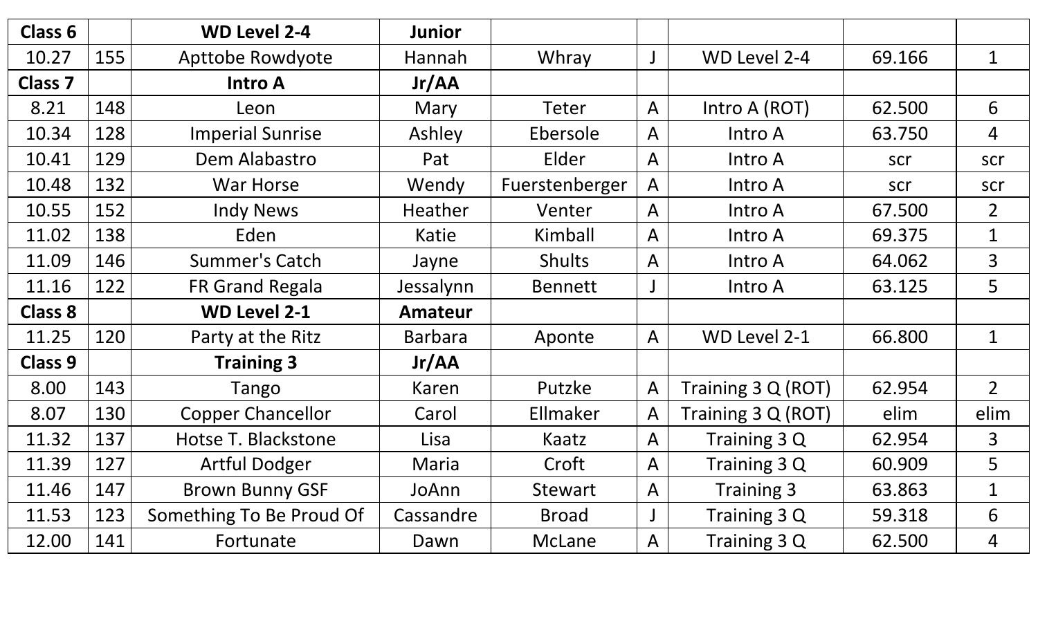| Class 6 | | WD Level 2-4 | Junior | | | | | |
|---|---|---|---|---|---|---|---|---|
| 10.27 | 155 | Apttobe Rowdyote | Hannah | Whray | J | WD Level 2-4 | 69.166 | 1 |
| **Class 7** | | **Intro A** | **Jr/AA** | | | | | |
| 8.21 | 148 | Leon | Mary | Teter | A | Intro A (ROT) | 62.500 | 6 |
| 10.34 | 128 | Imperial Sunrise | Ashley | Ebersole | A | Intro A | 63.750 | 4 |
| 10.41 | 129 | Dem Alabastro | Pat | Elder | A | Intro A | scr | scr |
| 10.48 | 132 | War Horse | Wendy | Fuerstenberger | A | Intro A | scr | scr |
| 10.55 | 152 | Indy News | Heather | Venter | A | Intro A | 67.500 | 2 |
| 11.02 | 138 | Eden | Katie | Kimball | A | Intro A | 69.375 | 1 |
| 11.09 | 146 | Summer's Catch | Jayne | Shults | A | Intro A | 64.062 | 3 |
| 11.16 | 122 | FR Grand Regala | Jessalynn | Bennett | J | Intro A | 63.125 | 5 |
| **Class 8** | | **WD Level 2-1** | **Amateur** | | | | | |
| 11.25 | 120 | Party at the Ritz | Barbara | Aponte | A | WD Level 2-1 | 66.800 | 1 |
| **Class 9** | | **Training 3** | **Jr/AA** | | | | | |
| 8.00 | 143 | Tango | Karen | Putzke | A | Training 3 Q (ROT) | 62.954 | 2 |
| 8.07 | 130 | Copper Chancellor | Carol | Ellmaker | A | Training 3 Q (ROT) | elim | elim |
| 11.32 | 137 | Hotse T. Blackstone | Lisa | Kaatz | A | Training 3 Q | 62.954 | 3 |
| 11.39 | 127 | Artful Dodger | Maria | Croft | A | Training 3 Q | 60.909 | 5 |
| 11.46 | 147 | Brown Bunny GSF | JoAnn | Stewart | A | Training 3 | 63.863 | 1 |
| 11.53 | 123 | Something To Be Proud Of | Cassandre | Broad | J | Training 3 Q | 59.318 | 6 |
| 12.00 | 141 | Fortunate | Dawn | McLane | A | Training 3 Q | 62.500 | 4 |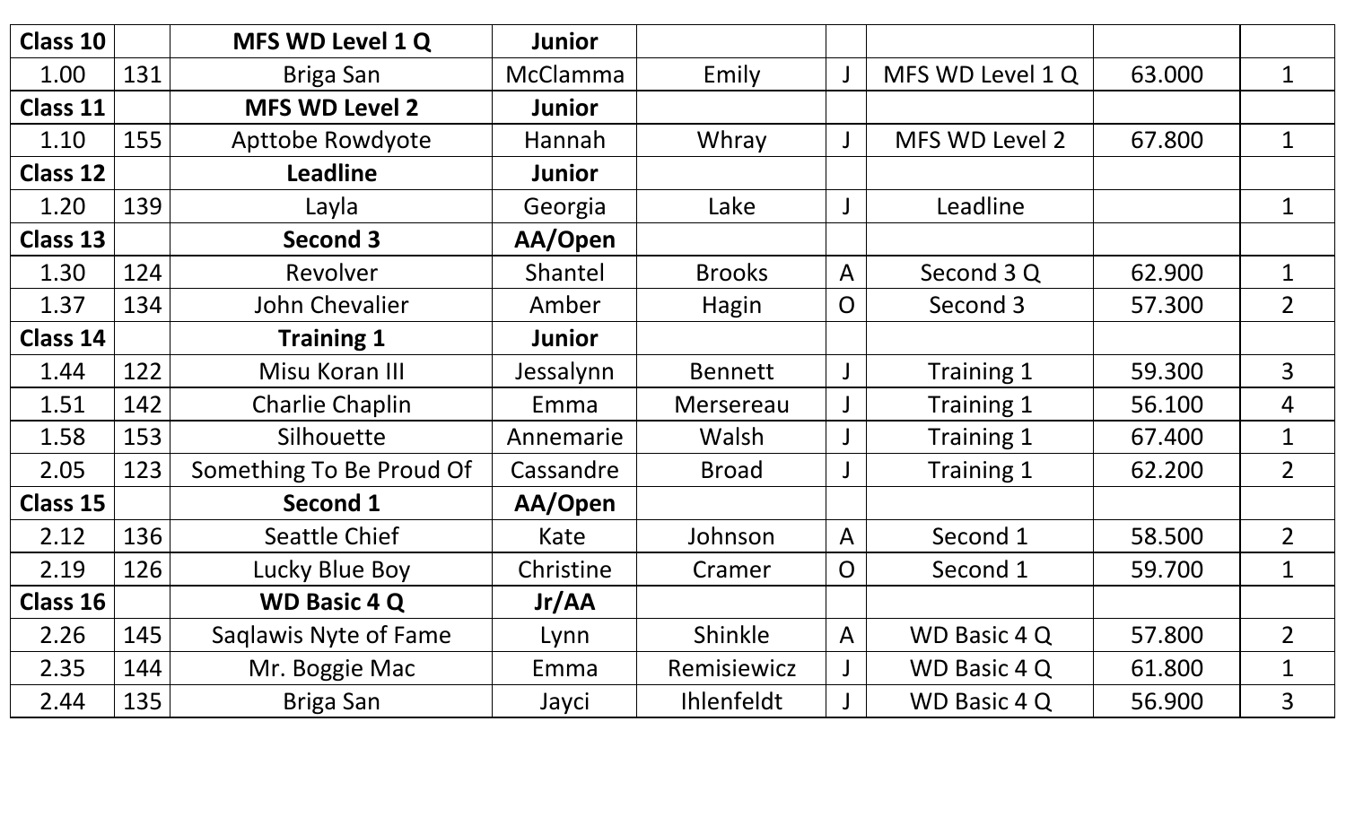| **Class 10** | | **MFS WD Level 1 Q** | **Junior** | | | | | |
|---|---|---|---|---|---|---|---|---|
| 1.00 | 131 | Briga San | McClamma | Emily | J | MFS WD Level 1 Q | 63.000 | 1 |
| **Class 11** | | **MFS WD Level 2** | **Junior** | | | | | |
| 1.10 | 155 | Apttobe Rowdyote | Hannah | Whray | J | MFS WD Level 2 | 67.800 | 1 |
| **Class 12** | | **Leadline** | **Junior** | | | | | |
| 1.20 | 139 | Layla | Georgia | Lake | J | Leadline | | 1 |
| **Class 13** | | **Second 3** | **AA/Open** | | | | | |
| 1.30 | 124 | Revolver | Shantel | Brooks | A | Second 3 Q | 62.900 | 1 |
| 1.37 | 134 | John Chevalier | Amber | Hagin | O | Second 3 | 57.300 | 2 |
| **Class 14** | | **Training 1** | **Junior** | | | | | |
| 1.44 | 122 | Misu Koran III | Jessalynn | Bennett | J | Training 1 | 59.300 | 3 |
| 1.51 | 142 | Charlie Chaplin | Emma | Mersereau | J | Training 1 | 56.100 | 4 |
| 1.58 | 153 | Silhouette | Annemarie | Walsh | J | Training 1 | 67.400 | 1 |
| 2.05 | 123 | Something To Be Proud Of | Cassandre | Broad | J | Training 1 | 62.200 | 2 |
| **Class 15** | | **Second 1** | **AA/Open** | | | | | |
| 2.12 | 136 | Seattle Chief | Kate | Johnson | A | Second 1 | 58.500 | 2 |
| 2.19 | 126 | Lucky Blue Boy | Christine | Cramer | O | Second 1 | 59.700 | 1 |
| **Class 16** | | **WD Basic 4 Q** | **Jr/AA** | | | | | |
| 2.26 | 145 | Saqlawis Nyte of Fame | Lynn | Shinkle | A | WD Basic 4 Q | 57.800 | 2 |
| 2.35 | 144 | Mr. Boggie Mac | Emma | Remisiewicz | J | WD Basic 4 Q | 61.800 | 1 |
| 2.44 | 135 | Briga San | Jayci | Ihlenfeldt | J | WD Basic 4 Q | 56.900 | 3 |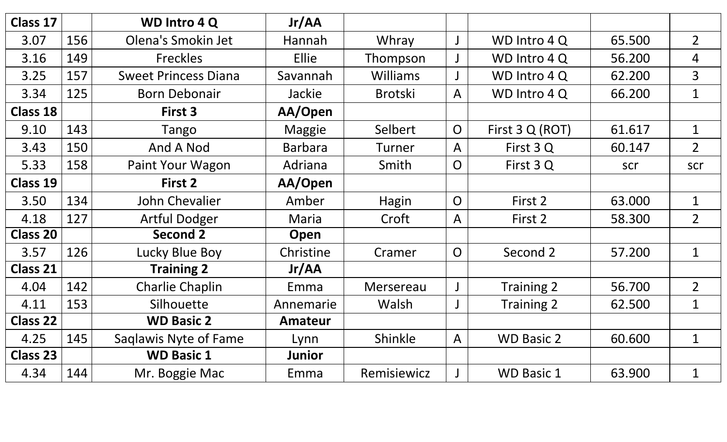| Class 17 | | WD Intro 4 Q | Jr/AA | | | | | |
|---|---|---|---|---|---|---|---|---|
| 3.07 | 156 | Olena's Smokin Jet | Hannah | Whray | J | WD Intro 4 Q | 65.500 | 2 |
| 3.16 | 149 | Freckles | Ellie | Thompson | J | WD Intro 4 Q | 56.200 | 4 |
| 3.25 | 157 | Sweet Princess Diana | Savannah | Williams | J | WD Intro 4 Q | 62.200 | 3 |
| 3.34 | 125 | Born Debonair | Jackie | Brotski | A | WD Intro 4 Q | 66.200 | 1 |
| **Class 18** | | **First 3** | **AA/Open** | | | | | |
| 9.10 | 143 | Tango | Maggie | Selbert | O | First 3 Q (ROT) | 61.617 | 1 |
| 3.43 | 150 | And A Nod | Barbara | Turner | A | First 3 Q | 60.147 | 2 |
| 5.33 | 158 | Paint Your Wagon | Adriana | Smith | O | First 3 Q | scr | scr |
| **Class 19** | | **First 2** | **AA/Open** | | | | | |
| 3.50 | 134 | John Chevalier | Amber | Hagin | O | First 2 | 63.000 | 1 |
| 4.18 | 127 | Artful Dodger | Maria | Croft | A | First 2 | 58.300 | 2 |
| **Class 20** | | **Second 2** | **Open** | | | | | |
| 3.57 | 126 | Lucky Blue Boy | Christine | Cramer | O | Second 2 | 57.200 | 1 |
| **Class 21** | | **Training 2** | **Jr/AA** | | | | | |
| 4.04 | 142 | Charlie Chaplin | Emma | Mersereau | J | Training 2 | 56.700 | 2 |
| 4.11 | 153 | Silhouette | Annemarie | Walsh | J | Training 2 | 62.500 | 1 |
| **Class 22** | | **WD Basic 2** | **Amateur** | | | | | |
| 4.25 | 145 | Saqlawis Nyte of Fame | Lynn | Shinkle | A | WD Basic 2 | 60.600 | 1 |
| **Class 23** | | **WD Basic 1** | **Junior** | | | | | |
| 4.34 | 144 | Mr. Boggie Mac | Emma | Remisiewicz | J | WD Basic 1 | 63.900 | 1 |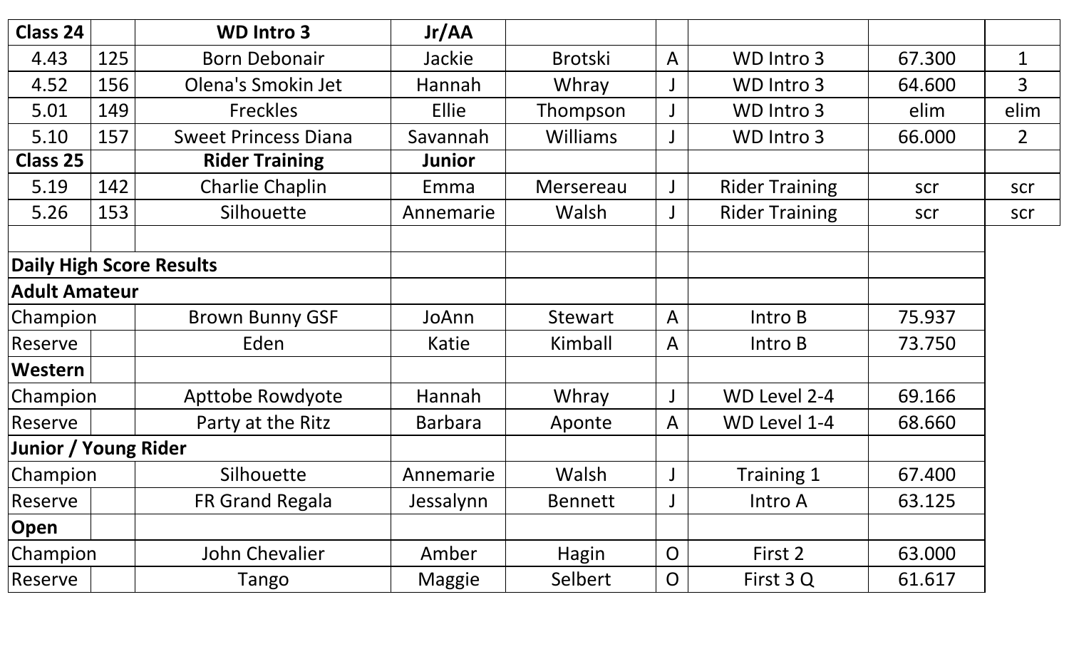| | | | | | | | | |
|---|---|---|---|---|---|---|---|---|
| **Class 24** | | **WD Intro 3** | **Jr/AA** | | | | | |
| 4.43 | 125 | Born Debonair | Jackie | Brotski | A | WD Intro 3 | 67.300 | 1 |
| 4.52 | 156 | Olena's Smokin Jet | Hannah | Whray | J | WD Intro 3 | 64.600 | 3 |
| 5.01 | 149 | Freckles | Ellie | Thompson | J | WD Intro 3 | elim | elim |
| 5.10 | 157 | Sweet Princess Diana | Savannah | Williams | J | WD Intro 3 | 66.000 | 2 |
| **Class 25** | | **Rider Training** | **Junior** | | | | | |
| 5.19 | 142 | Charlie Chaplin | Emma | Mersereau | J | Rider Training | scr | scr |
| 5.26 | 153 | Silhouette | Annemarie | Walsh | J | Rider Training | scr | scr |

| | | | | | | | |
|---|---|---|---|---|---|---|---|
| **Daily High Score Results** | | | | | | | |
| **Adult Amateur** | | | | | | | |
| Champion | | Brown Bunny GSF | JoAnn | Stewart | A | Intro B | 75.937 |
| Reserve | | Eden | Katie | Kimball | A | Intro B | 73.750 |
| **Western** | | | | | | | |
| Champion | | Apttobe Rowdyote | Hannah | Whray | J | WD Level 2-4 | 69.166 |
| Reserve | | Party at the Ritz | Barbara | Aponte | A | WD Level 1-4 | 68.660 |
| **Junior / Young Rider** | | | | | | | |
| Champion | | Silhouette | Annemarie | Walsh | J | Training 1 | 67.400 |
| Reserve | | FR Grand Regala | Jessalynn | Bennett | J | Intro A | 63.125 |
| **Open** | | | | | | | |
| Champion | | John Chevalier | Amber | Hagin | O | First 2 | 63.000 |
| Reserve | | Tango | Maggie | Selbert | O | First 3 Q | 61.617 |